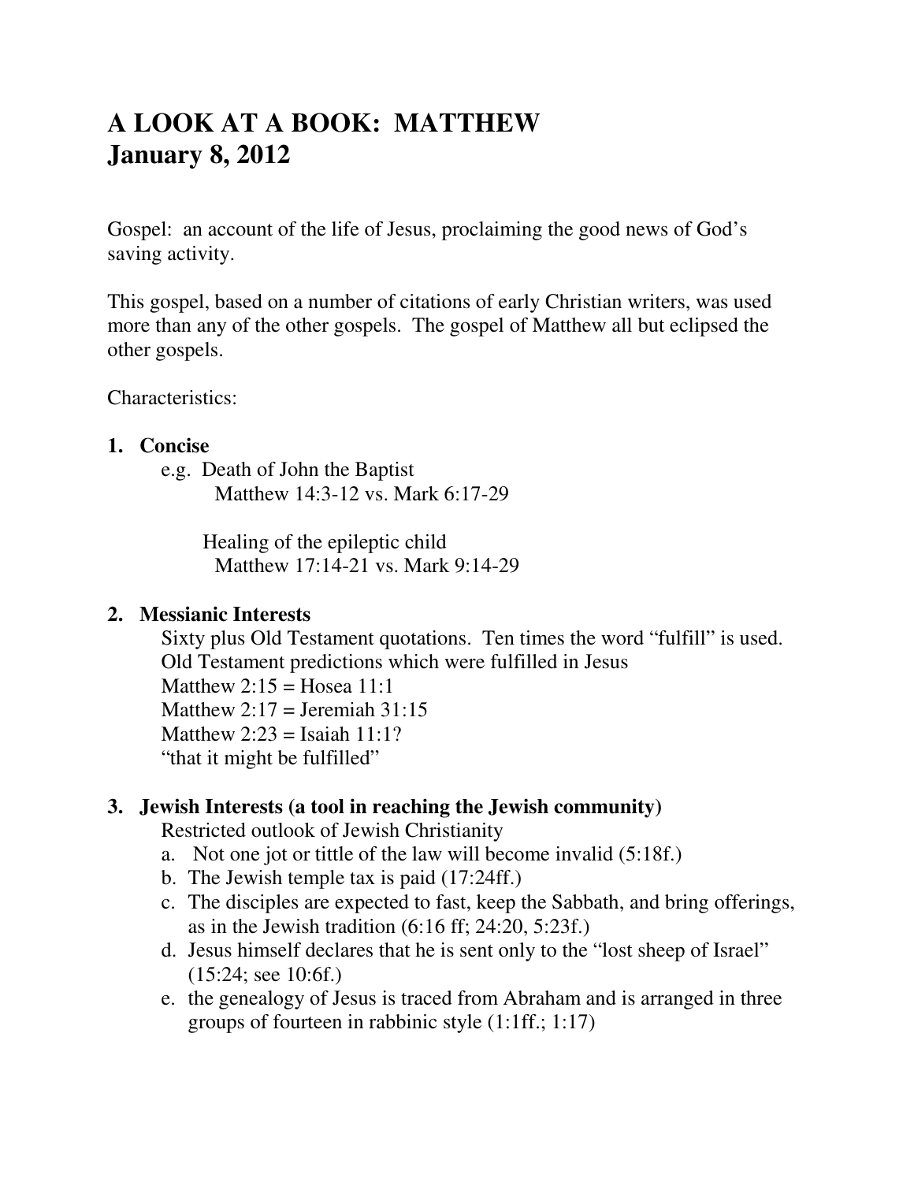# A LOOK AT A BOOK: MATTHEW
# January 8, 2012

Gospel: an account of the life of Jesus, proclaiming the good news of God's saving activity.

This gospel, based on a number of citations of early Christian writers, was used more than any of the other gospels. The gospel of Matthew all but eclipsed the other gospels.

Characteristics:

1. **Concise**

   e.g. Death of John the Baptist
   Matthew 14:3-12 vs. Mark 6:17-29

   Healing of the epileptic child
   Matthew 17:14-21 vs. Mark 9:14-29

2. **Messianic Interests**

   Sixty plus Old Testament quotations. Ten times the word "fulfill" is used.
   Old Testament predictions which were fulfilled in Jesus
   Matthew 2:15 = Hosea 11:1
   Matthew 2:17 = Jeremiah 31:15
   Matthew 2:23 = Isaiah 11:1?
   "that it might be fulfilled"

3. **Jewish Interests (a tool in reaching the Jewish community)**

   Restricted outlook of Jewish Christianity

   a. Not one jot or tittle of the law will become invalid (5:18f.)
   b. The Jewish temple tax is paid (17:24ff.)
   c. The disciples are expected to fast, keep the Sabbath, and bring offerings, as in the Jewish tradition (6:16 ff; 24:20, 5:23f.)
   d. Jesus himself declares that he is sent only to the "lost sheep of Israel" (15:24; see 10:6f.)
   e. the genealogy of Jesus is traced from Abraham and is arranged in three groups of fourteen in rabbinic style (1:1ff.; 1:17)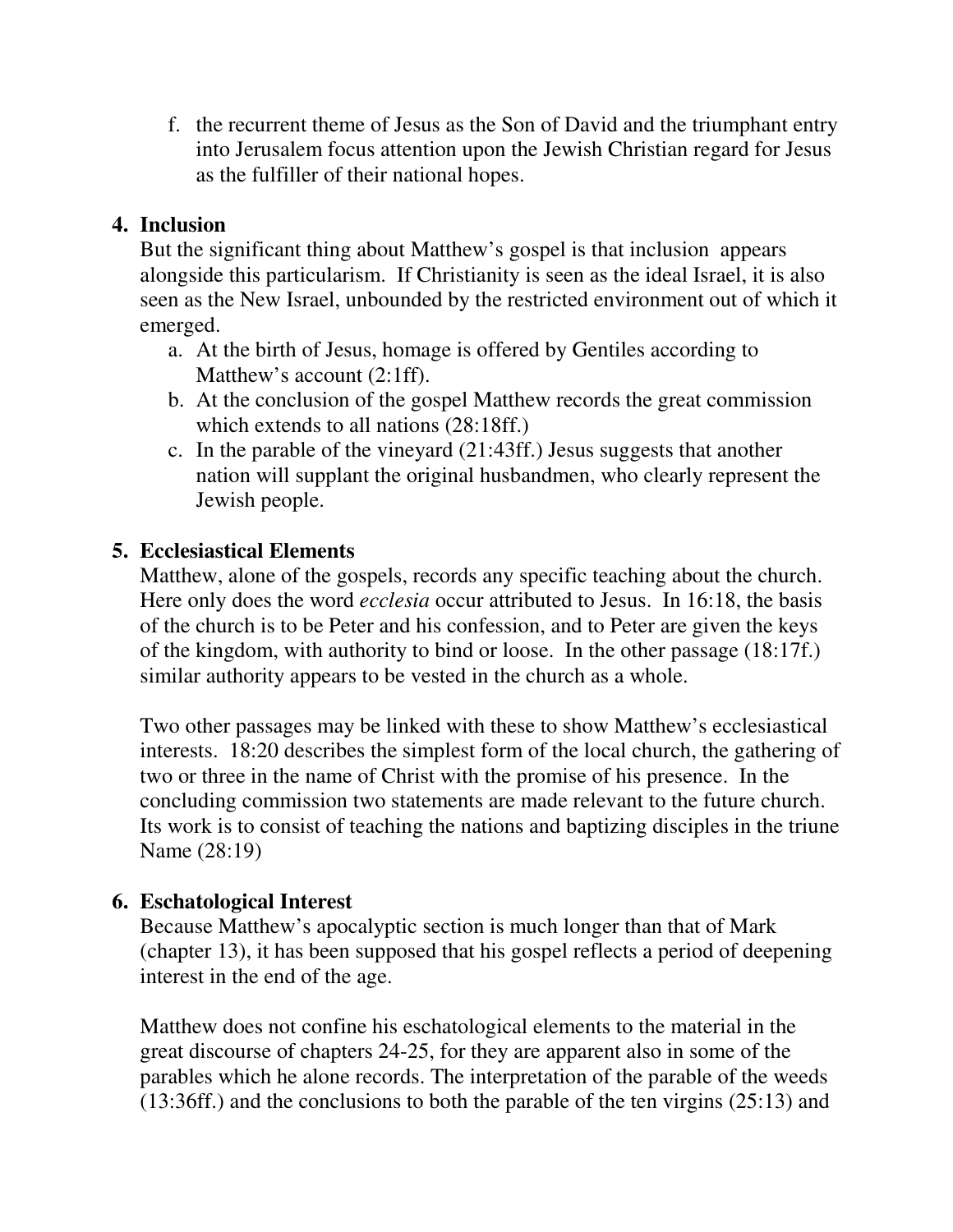f. the recurrent theme of Jesus as the Son of David and the triumphant entry into Jerusalem focus attention upon the Jewish Christian regard for Jesus as the fulfiller of their national hopes.

**4. Inclusion**

But the significant thing about Matthew's gospel is that inclusion appears alongside this particularism. If Christianity is seen as the ideal Israel, it is also seen as the New Israel, unbounded by the restricted environment out of which it emerged.

a. At the birth of Jesus, homage is offered by Gentiles according to Matthew's account (2:1ff).
b. At the conclusion of the gospel Matthew records the great commission which extends to all nations (28:18ff.)
c. In the parable of the vineyard (21:43ff.) Jesus suggests that another nation will supplant the original husbandmen, who clearly represent the Jewish people.

**5. Ecclesiastical Elements**

Matthew, alone of the gospels, records any specific teaching about the church. Here only does the word *ecclesia* occur attributed to Jesus. In 16:18, the basis of the church is to be Peter and his confession, and to Peter are given the keys of the kingdom, with authority to bind or loose. In the other passage (18:17f.) similar authority appears to be vested in the church as a whole.

Two other passages may be linked with these to show Matthew's ecclesiastical interests. 18:20 describes the simplest form of the local church, the gathering of two or three in the name of Christ with the promise of his presence. In the concluding commission two statements are made relevant to the future church. Its work is to consist of teaching the nations and baptizing disciples in the triune Name (28:19)

**6. Eschatological Interest**

Because Matthew's apocalyptic section is much longer than that of Mark (chapter 13), it has been supposed that his gospel reflects a period of deepening interest in the end of the age.

Matthew does not confine his eschatological elements to the material in the great discourse of chapters 24-25, for they are apparent also in some of the parables which he alone records. The interpretation of the parable of the weeds (13:36ff.) and the conclusions to both the parable of the ten virgins (25:13) and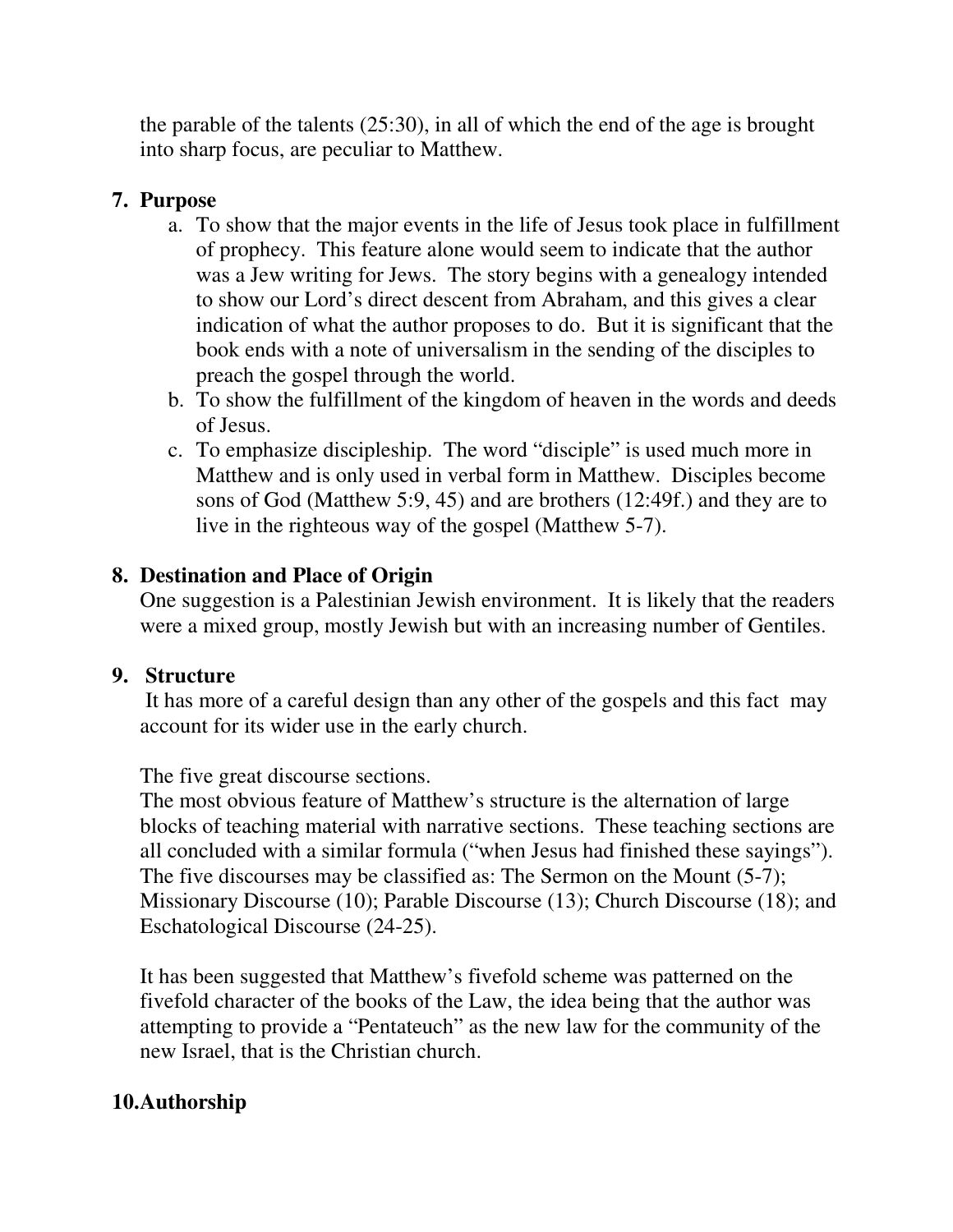the parable of the talents (25:30), in all of which the end of the age is brought into sharp focus, are peculiar to Matthew.

## 7. Purpose

a. To show that the major events in the life of Jesus took place in fulfillment of prophecy. This feature alone would seem to indicate that the author was a Jew writing for Jews. The story begins with a genealogy intended to show our Lord's direct descent from Abraham, and this gives a clear indication of what the author proposes to do. But it is significant that the book ends with a note of universalism in the sending of the disciples to preach the gospel through the world.
b. To show the fulfillment of the kingdom of heaven in the words and deeds of Jesus.
c. To emphasize discipleship. The word "disciple" is used much more in Matthew and is only used in verbal form in Matthew. Disciples become sons of God (Matthew 5:9, 45) and are brothers (12:49f.) and they are to live in the righteous way of the gospel (Matthew 5-7).

## 8. Destination and Place of Origin

One suggestion is a Palestinian Jewish environment. It is likely that the readers were a mixed group, mostly Jewish but with an increasing number of Gentiles.

## 9. Structure

It has more of a careful design than any other of the gospels and this fact may account for its wider use in the early church.

The five great discourse sections.

The most obvious feature of Matthew's structure is the alternation of large blocks of teaching material with narrative sections. These teaching sections are all concluded with a similar formula ("when Jesus had finished these sayings"). The five discourses may be classified as: The Sermon on the Mount (5-7); Missionary Discourse (10); Parable Discourse (13); Church Discourse (18); and Eschatological Discourse (24-25).

It has been suggested that Matthew's fivefold scheme was patterned on the fivefold character of the books of the Law, the idea being that the author was attempting to provide a "Pentateuch" as the new law for the community of the new Israel, that is the Christian church.

## 10. Authorship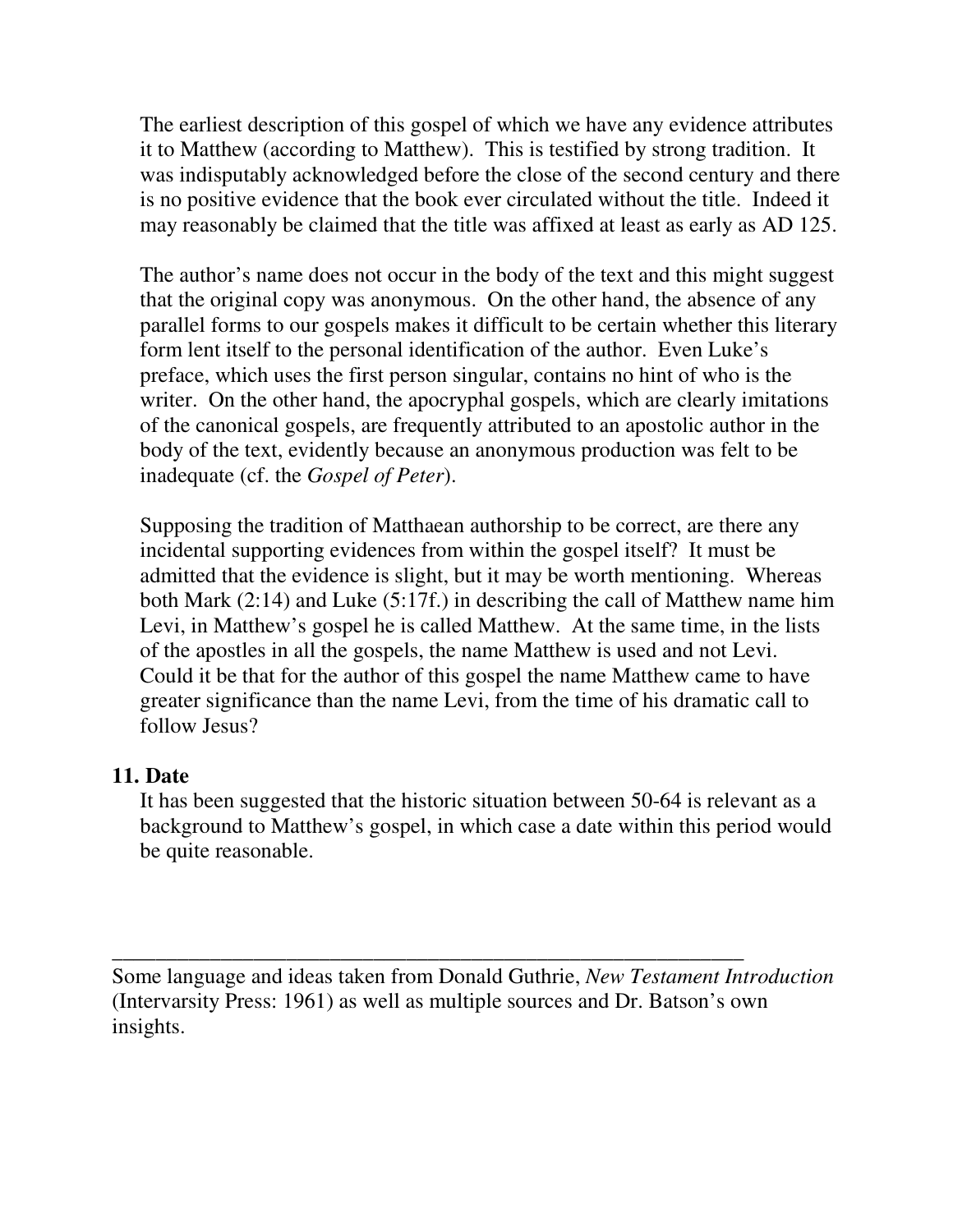The earliest description of this gospel of which we have any evidence attributes it to Matthew (according to Matthew). This is testified by strong tradition. It was indisputably acknowledged before the close of the second century and there is no positive evidence that the book ever circulated without the title. Indeed it may reasonably be claimed that the title was affixed at least as early as AD 125.

The author's name does not occur in the body of the text and this might suggest that the original copy was anonymous. On the other hand, the absence of any parallel forms to our gospels makes it difficult to be certain whether this literary form lent itself to the personal identification of the author. Even Luke's preface, which uses the first person singular, contains no hint of who is the writer. On the other hand, the apocryphal gospels, which are clearly imitations of the canonical gospels, are frequently attributed to an apostolic author in the body of the text, evidently because an anonymous production was felt to be inadequate (cf. the *Gospel of Peter*).

Supposing the tradition of Matthaean authorship to be correct, are there any incidental supporting evidences from within the gospel itself? It must be admitted that the evidence is slight, but it may be worth mentioning. Whereas both Mark (2:14) and Luke (5:17f.) in describing the call of Matthew name him Levi, in Matthew's gospel he is called Matthew. At the same time, in the lists of the apostles in all the gospels, the name Matthew is used and not Levi. Could it be that for the author of this gospel the name Matthew came to have greater significance than the name Levi, from the time of his dramatic call to follow Jesus?

### 11. Date

It has been suggested that the historic situation between 50-64 is relevant as a background to Matthew's gospel, in which case a date within this period would be quite reasonable.

---

Some language and ideas taken from Donald Guthrie, *New Testament Introduction* (Intervarsity Press: 1961) as well as multiple sources and Dr. Batson's own insights.